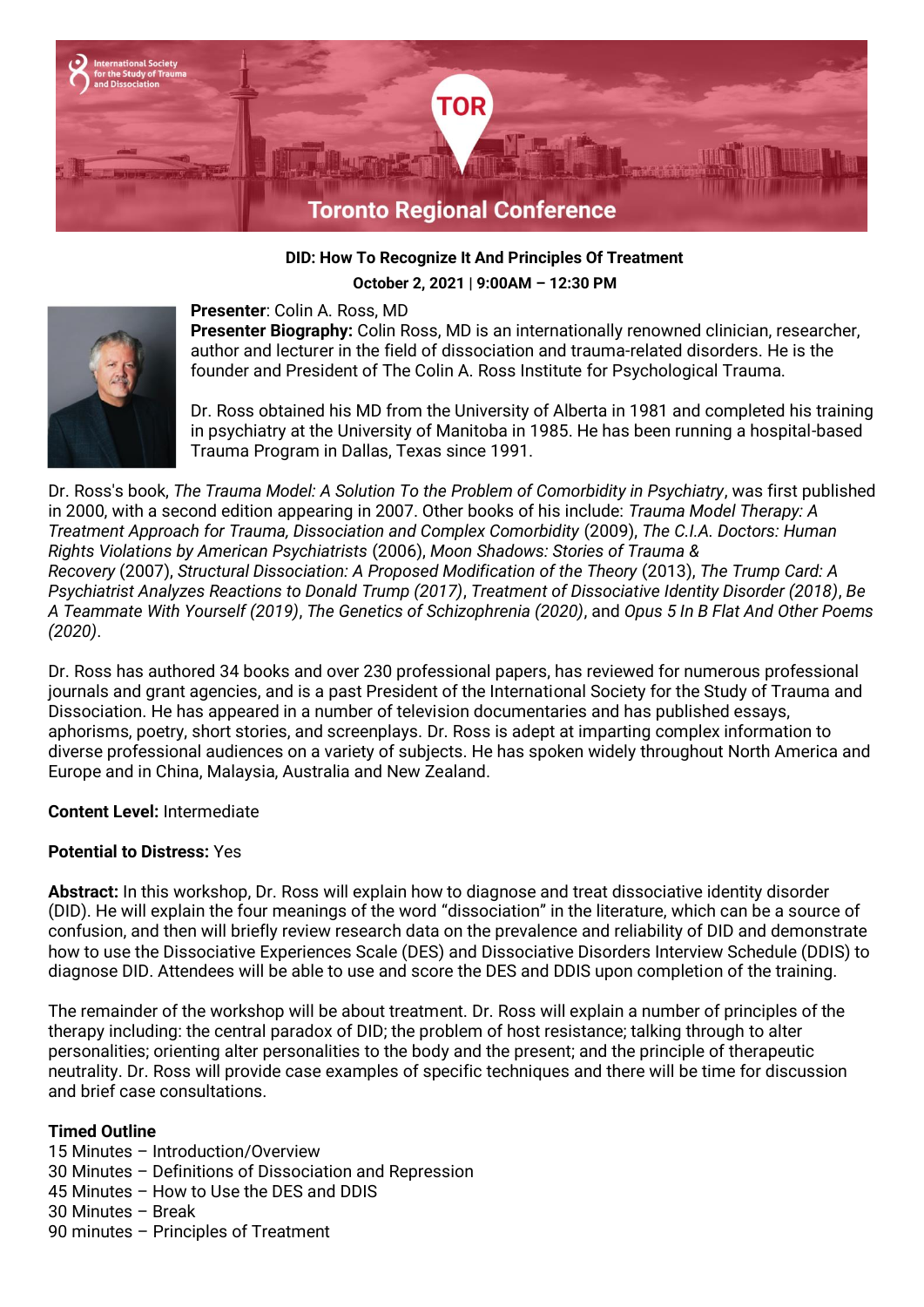# Toronto Regional Conference

International Society for the Study of Trauma and Dissociation

**DID: How To Recognize It And Principles Of Treatment**

**October 2, 2021 | 9:00AM – 12:30 PM**

**Presenter**: Colin A. Ross, MD

**Presenter Biography:** Colin Ross, MD is an internationally renowned clinician, researcher, author and lecturer in the field of dissociation and trauma-related disorders. He is the founder and President of The Colin A. Ross Institute for Psychological Trauma.

Dr. Ross obtained his MD from the University of Alberta in 1981 and completed his training in psychiatry at the University of Manitoba in 1985. He has been running a hospital-based Trauma Program in Dallas, Texas since 1991.

Dr. Ross's book, *The Trauma Model: A Solution To the Problem of Comorbidity in Psychiatry*, was first published in 2000, with a second edition appearing in 2007. Other books of his include: *Trauma Model Therapy: A Treatment Approach for Trauma, Dissociation and Complex Comorbidity* (2009), *The C.I.A. Doctors: Human Rights Violations by American Psychiatrists* (2006), *Moon Shadows: Stories of Trauma & Recovery* (2007), *Structural Dissociation: A Proposed Modification of the Theory* (2013), *The Trump Card: A Psychiatrist Analyzes Reactions to Donald Trump (2017)*, *Treatment of Dissociative Identity Disorder (2018)*, *Be A Teammate With Yourself (2019)*, *The Genetics of Schizophrenia (2020)*, and *Opus 5 In B Flat And Other Poems (2020)*.

Dr. Ross has authored 34 books and over 230 professional papers, has reviewed for numerous professional journals and grant agencies, and is a past President of the International Society for the Study of Trauma and Dissociation. He has appeared in a number of television documentaries and has published essays, aphorisms, poetry, short stories, and screenplays. Dr. Ross is adept at imparting complex information to diverse professional audiences on a variety of subjects. He has spoken widely throughout North America and Europe and in China, Malaysia, Australia and New Zealand.

**Content Level:** Intermediate

**Potential to Distress:** Yes

**Abstract:** In this workshop, Dr. Ross will explain how to diagnose and treat dissociative identity disorder (DID). He will explain the four meanings of the word "dissociation" in the literature, which can be a source of confusion, and then will briefly review research data on the prevalence and reliability of DID and demonstrate how to use the Dissociative Experiences Scale (DES) and Dissociative Disorders Interview Schedule (DDIS) to diagnose DID. Attendees will be able to use and score the DES and DDIS upon completion of the training.

The remainder of the workshop will be about treatment. Dr. Ross will explain a number of principles of the therapy including: the central paradox of DID; the problem of host resistance; talking through to alter personalities; orienting alter personalities to the body and the present; and the principle of therapeutic neutrality. Dr. Ross will provide case examples of specific techniques and there will be time for discussion and brief case consultations.

**Timed Outline**

15 Minutes – Introduction/Overview
30 Minutes – Definitions of Dissociation and Repression
45 Minutes – How to Use the DES and DDIS
30 Minutes – Break
90 minutes – Principles of Treatment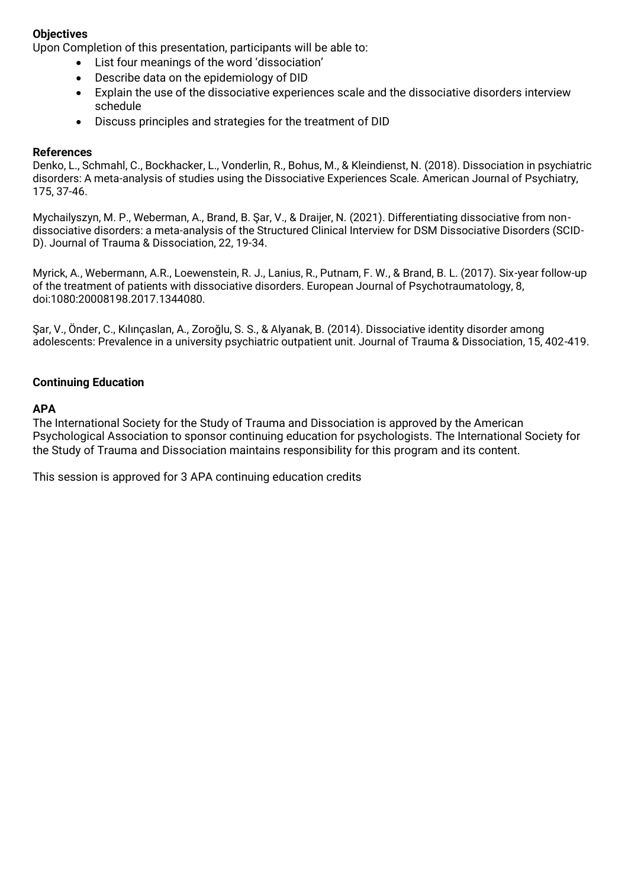**Objectives**

Upon Completion of this presentation, participants will be able to:

- List four meanings of the word 'dissociation'
- Describe data on the epidemiology of DID
- Explain the use of the dissociative experiences scale and the dissociative disorders interview schedule
- Discuss principles and strategies for the treatment of DID

**References**

Denko, L., Schmahl, C., Bockhacker, L., Vonderlin, R., Bohus, M., & Kleindienst, N. (2018). Dissociation in psychiatric disorders: A meta-analysis of studies using the Dissociative Experiences Scale. American Journal of Psychiatry, 175, 37-46.

Mychailyszyn, M. P., Weberman, A., Brand, B. Şar, V., & Draijer, N. (2021). Differentiating dissociative from non-dissociative disorders: a meta-analysis of the Structured Clinical Interview for DSM Dissociative Disorders (SCID-D). Journal of Trauma & Dissociation, 22, 19-34.

Myrick, A., Webermann, A.R., Loewenstein, R. J., Lanius, R., Putnam, F. W., & Brand, B. L. (2017). Six-year follow-up of the treatment of patients with dissociative disorders. European Journal of Psychotraumatology, 8, doi:1080:20008198.2017.1344080.

Şar, V., Önder, C., Kılınçaslan, A., Zoroğlu, S. S., & Alyanak, B. (2014). Dissociative identity disorder among adolescents: Prevalence in a university psychiatric outpatient unit. Journal of Trauma & Dissociation, 15, 402-419.

**Continuing Education**

**APA**

The International Society for the Study of Trauma and Dissociation is approved by the American Psychological Association to sponsor continuing education for psychologists. The International Society for the Study of Trauma and Dissociation maintains responsibility for this program and its content.

This session is approved for 3 APA continuing education credits